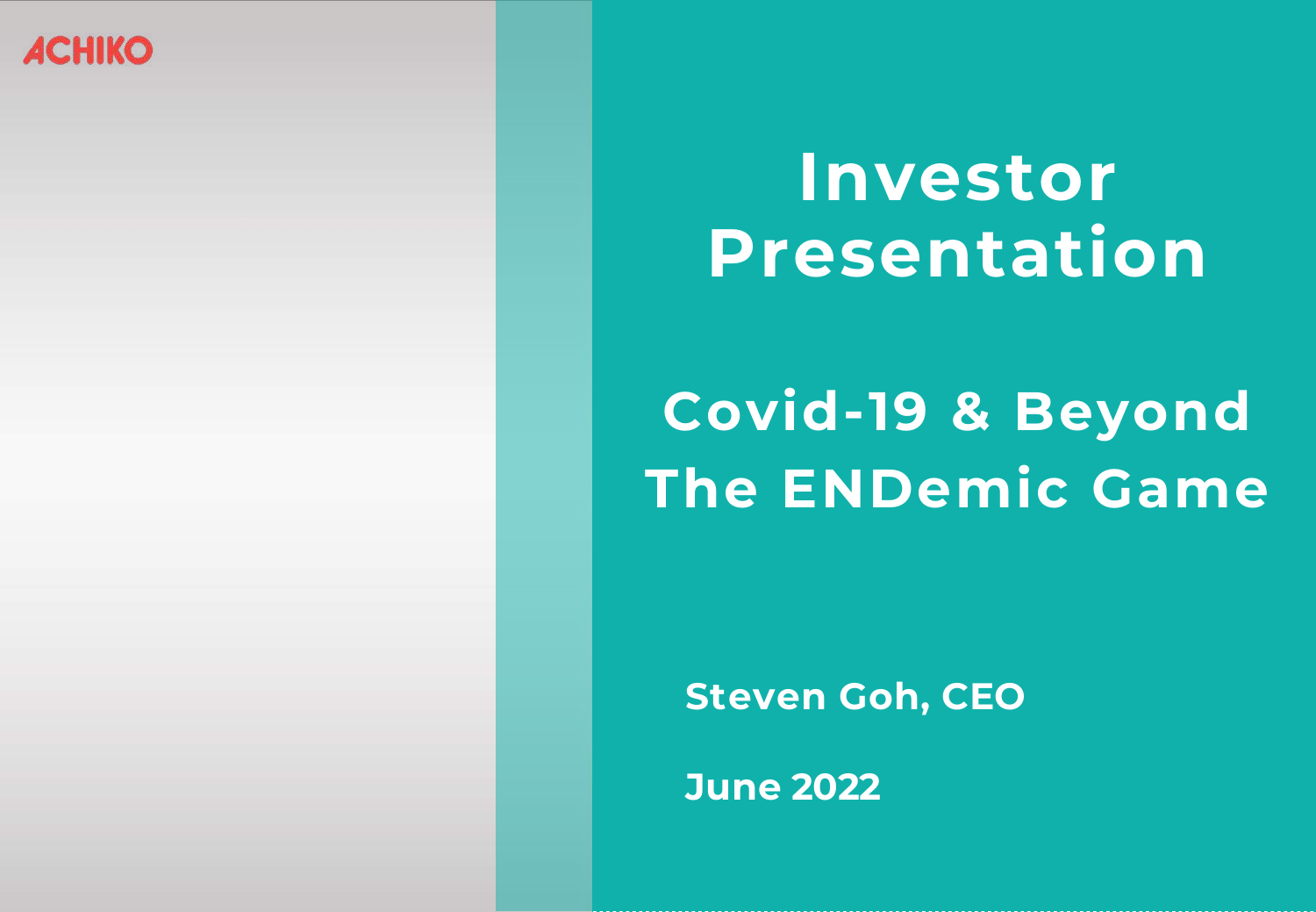ACHIKO

# Investor Presentation

## Covid-19 & Beyond The ENDemic Game

**Steven Goh, CEO**

**June 2022**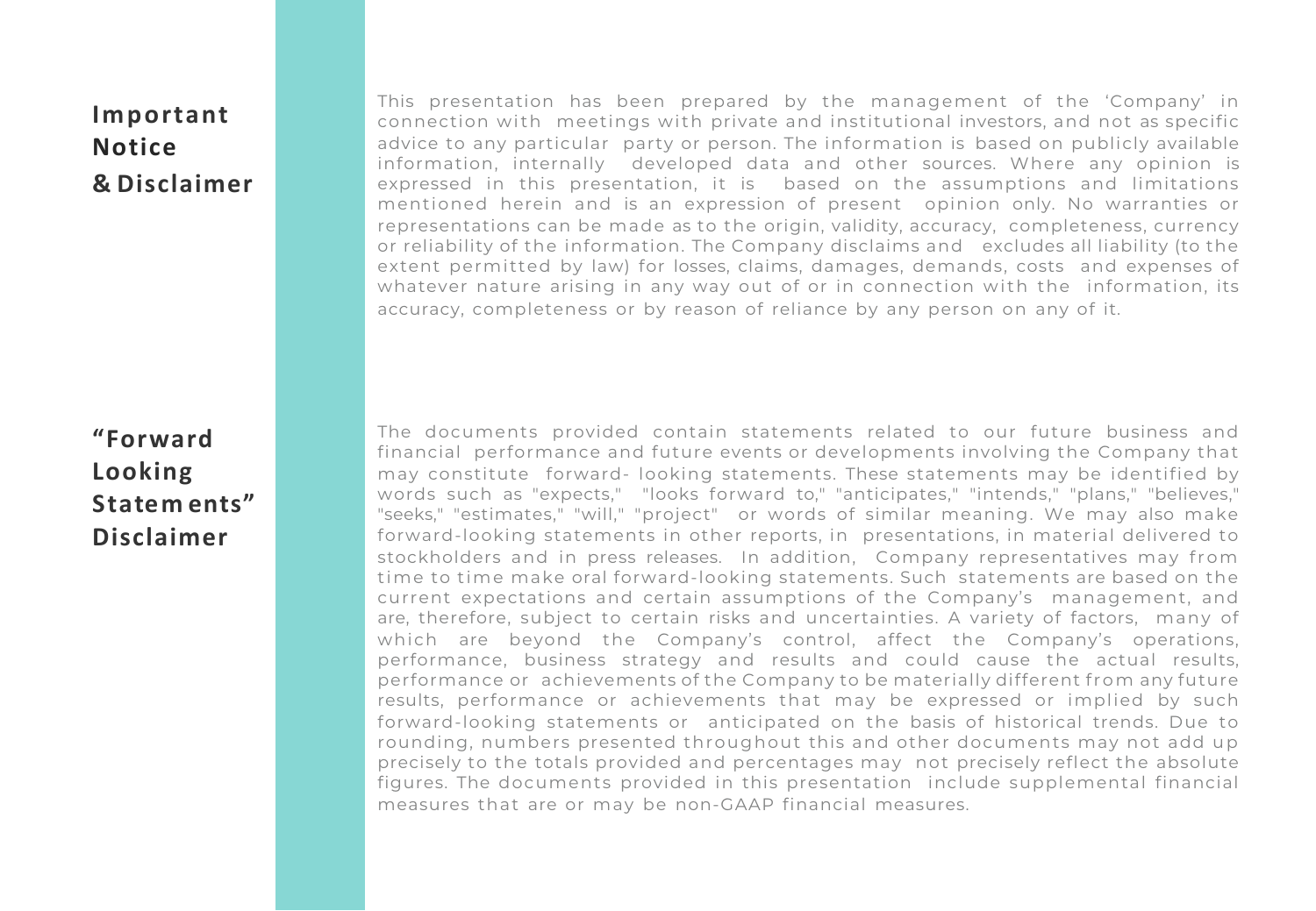## Important Notice & Disclaimer

This presentation has been prepared by the management of the ‘Company’ in connection with meetings with private and institutional investors, and not as specific advice to any particular party or person. The information is based on publicly available information, internally developed data and other sources. Where any opinion is expressed in this presentation, it is based on the assumptions and limitations mentioned herein and is an expression of present opinion only. No warranties or representations can be made as to the origin, validity, accuracy, completeness, currency or reliability of the information. The Company disclaims and excludes all liability (to the extent permitted by law) for losses, claims, damages, demands, costs and expenses of whatever nature arising in any way out of or in connection with the information, its accuracy, completeness or by reason of reliance by any person on any of it.

## “Forward Looking Statements” Disclaimer

The documents provided contain statements related to our future business and financial performance and future events or developments involving the Company that may constitute forward- looking statements. These statements may be identified by words such as "expects," "looks forward to," "anticipates," "intends," "plans," "believes," "seeks," "estimates," "will," "project" or words of similar meaning. We may also make forward-looking statements in other reports, in presentations, in material delivered to stockholders and in press releases. In addition, Company representatives may from time to time make oral forward-looking statements. Such statements are based on the current expectations and certain assumptions of the Company’s management, and are, therefore, subject to certain risks and uncertainties. A variety of factors, many of which are beyond the Company’s control, affect the Company’s operations, performance, business strategy and results and could cause the actual results, performance or achievements of the Company to be materially different from any future results, performance or achievements that may be expressed or implied by such forward-looking statements or anticipated on the basis of historical trends. Due to rounding, numbers presented throughout this and other documents may not add up precisely to the totals provided and percentages may not precisely reflect the absolute figures. The documents provided in this presentation include supplemental financial measures that are or may be non-GAAP financial measures.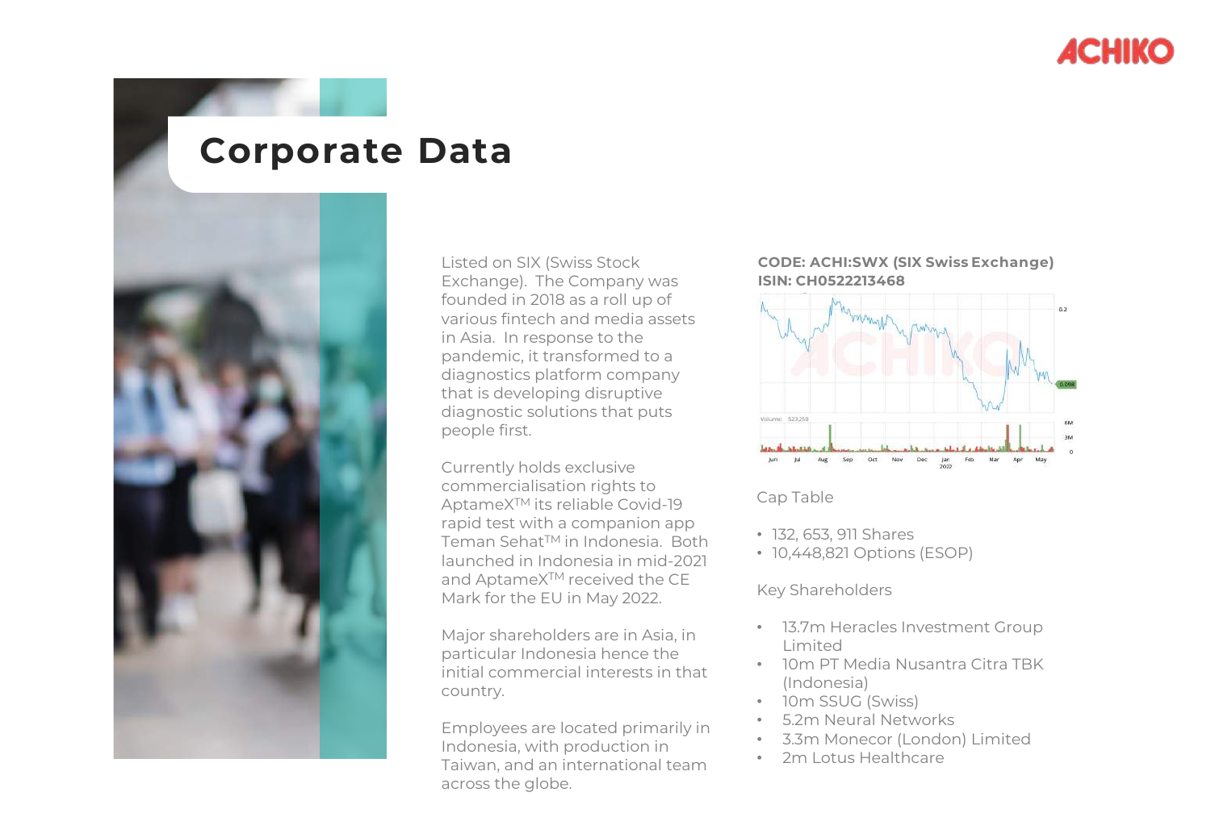# Corporate Data

Listed on SIX (Swiss Stock Exchange). The Company was founded in 2018 as a roll up of various fintech and media assets in Asia. In response to the pandemic, it transformed to a diagnostics platform company that is developing disruptive diagnostic solutions that puts people first.

Currently holds exclusive commercialisation rights to AptameX[TM] its reliable Covid-19 rapid test with a companion app Teman Sehat[TM] in Indonesia. Both launched in Indonesia in mid-2021 and AptameX[TM] received the CE Mark for the EU in May 2022.

Major shareholders are in Asia, in particular Indonesia hence the initial commercial interests in that country.

Employees are located primarily in Indonesia, with production in Taiwan, and an international team across the globe.

**CODE: ACHI:SWX (SIX Swiss Exchange)**
**ISIN: CH0522213468**

Cap Table

- 132, 653, 911 Shares
- 10,448,821 Options (ESOP)

Key Shareholders

- 13.7m Heracles Investment Group Limited
- 10m PT Media Nusantra Citra TBK (Indonesia)
- 10m SSUG (Swiss)
- 5.2m Neural Networks
- 3.3m Monecor (London) Limited
- 2m Lotus Healthcare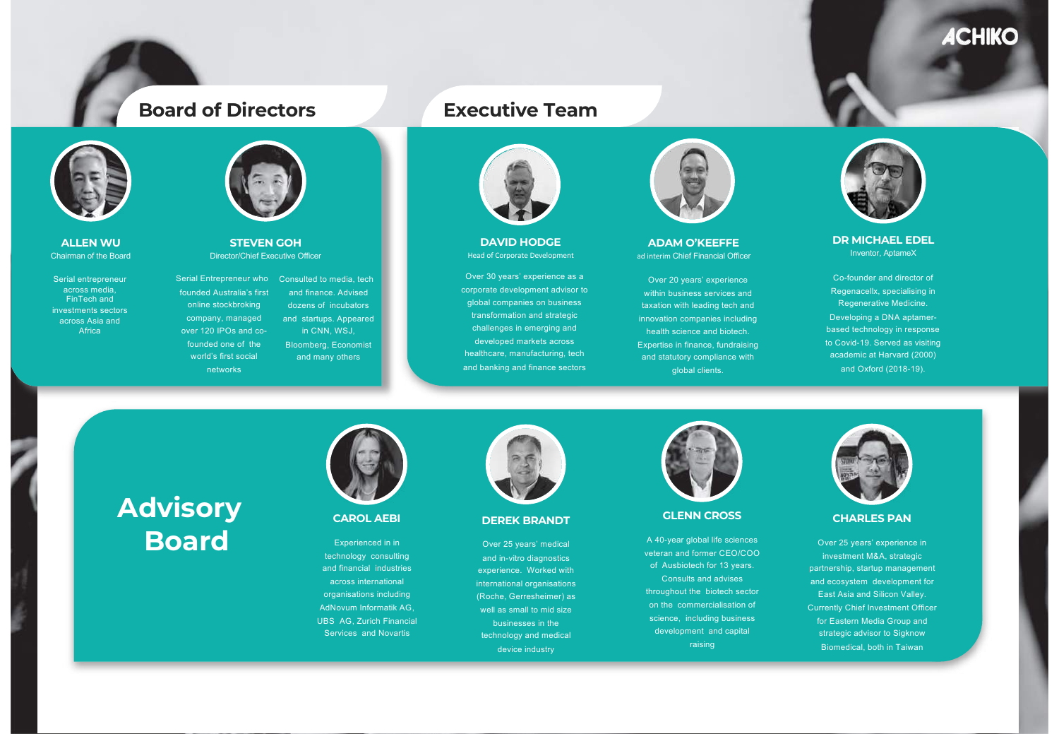## Board of Directors

### ALLEN WU
Chairman of the Board

Serial entrepreneur across media, FinTech and investments sectors across Asia and Africa

### STEVEN GOH
Director/Chief Executive Officer

Serial Entrepreneur who founded Australia's first online stockbroking company, managed over 120 IPOs and co-founded one of the world's first social networks

Consulted to media, tech and finance. Advised dozens of incubators and startups. Appeared in CNN, WSJ, Bloomberg, Economist and many others

## Executive Team

### DAVID HODGE
Head of Corporate Development

Over 30 years' experience as a corporate development advisor to global companies on business transformation and strategic challenges in emerging and developed markets across healthcare, manufacturing, tech and banking and finance sectors

### ADAM O'KEEFFE
ad interim Chief Financial Officer

Over 20 years' experience within business services and taxation with leading tech and innovation companies including health science and biotech. Expertise in finance, fundraising and statutory compliance with global clients.

### DR MICHAEL EDEL
Inventor, AptameX

Co-founder and director of Regenacellx, specialising in Regenerative Medicine. Developing a DNA aptamer-based technology in response to Covid-19. Served as visiting academic at Harvard (2000) and Oxford (2018-19).

## Advisory Board

### CAROL AEBI

Experienced in in technology consulting and financial industries across international organisations including AdNovum Informatik AG, UBS AG, Zurich Financial Services and Novartis

### DEREK BRANDT

Over 25 years' medical and in-vitro diagnostics experience. Worked with international organisations (Roche, Gerresheimer) as well as small to mid size businesses in the technology and medical device industry

### GLENN CROSS

A 40-year global life sciences veteran and former CEO/COO of Ausbiotech for 13 years. Consults and advises throughout the biotech sector on the commercialisation of science, including business development and capital raising

### CHARLES PAN

Over 25 years' experience in investment M&A, strategic partnership, startup management and ecosystem development for East Asia and Silicon Valley. Currently Chief Investment Officer for Eastern Media Group and strategic advisor to Sigknow Biomedical, both in Taiwan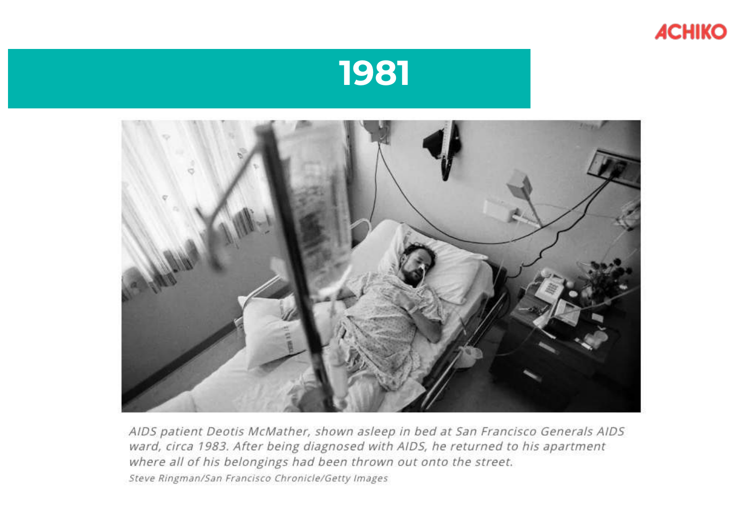# 1981

*AIDS patient Deotis McMather, shown asleep in bed at San Francisco Generals AIDS ward, circa 1983. After being diagnosed with AIDS, he returned to his apartment where all of his belongings had been thrown out onto the street.*

*Steve Ringman/San Francisco Chronicle/Getty Images*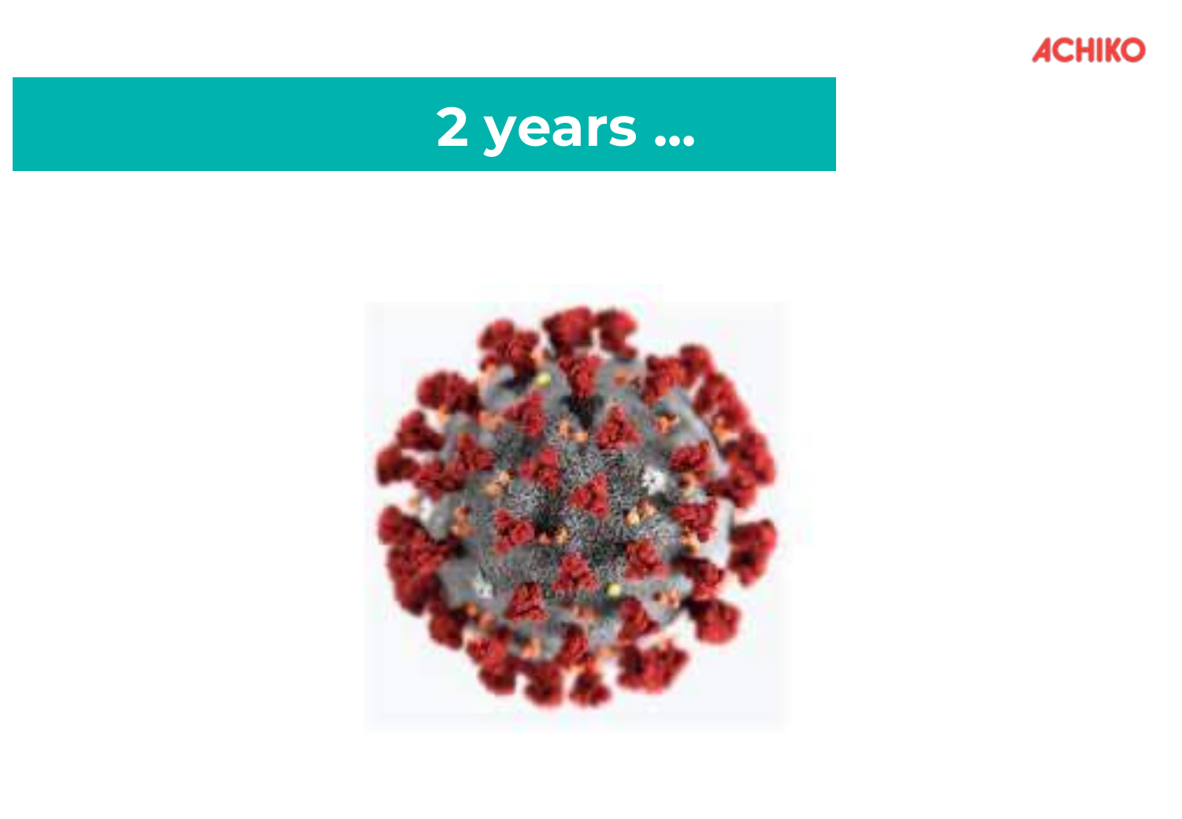# 2 years ...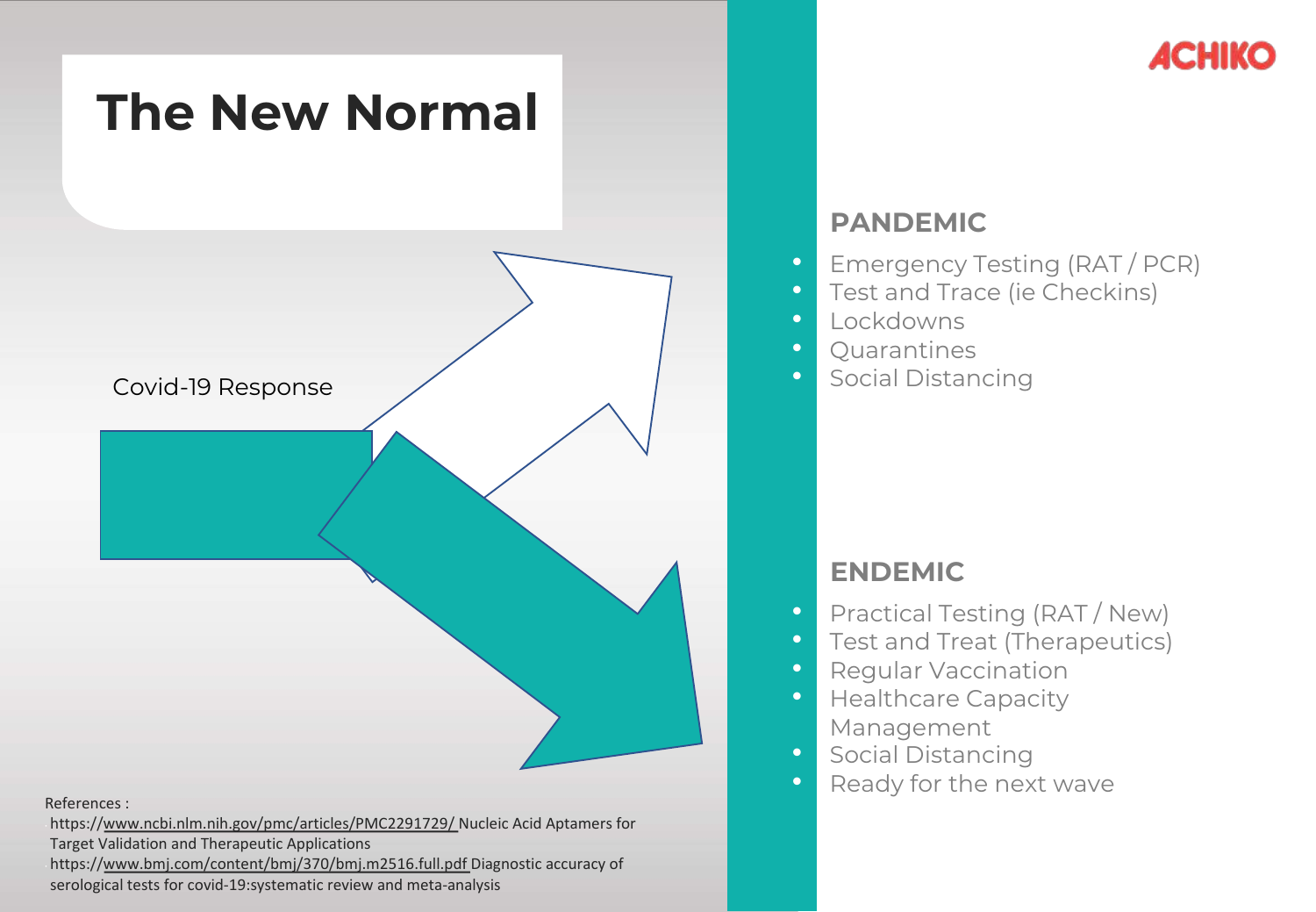# The New Normal

ACHIKO

Covid-19 Response

## PANDEMIC

- Emergency Testing (RAT / PCR)
- Test and Trace (ie Checkins)
- Lockdowns
- Quarantines
- Social Distancing

## ENDEMIC

- Practical Testing (RAT / New)
- Test and Treat (Therapeutics)
- Regular Vaccination
- Healthcare Capacity Management
- Social Distancing
- Ready for the next wave

References :

- https://www.ncbi.nlm.nih.gov/pmc/articles/PMC2291729/ Nucleic Acid Aptamers for Target Validation and Therapeutic Applications
- https://www.bmj.com/content/bmj/370/bmj.m2516.full.pdf Diagnostic accuracy of serological tests for covid-19:systematic review and meta-analysis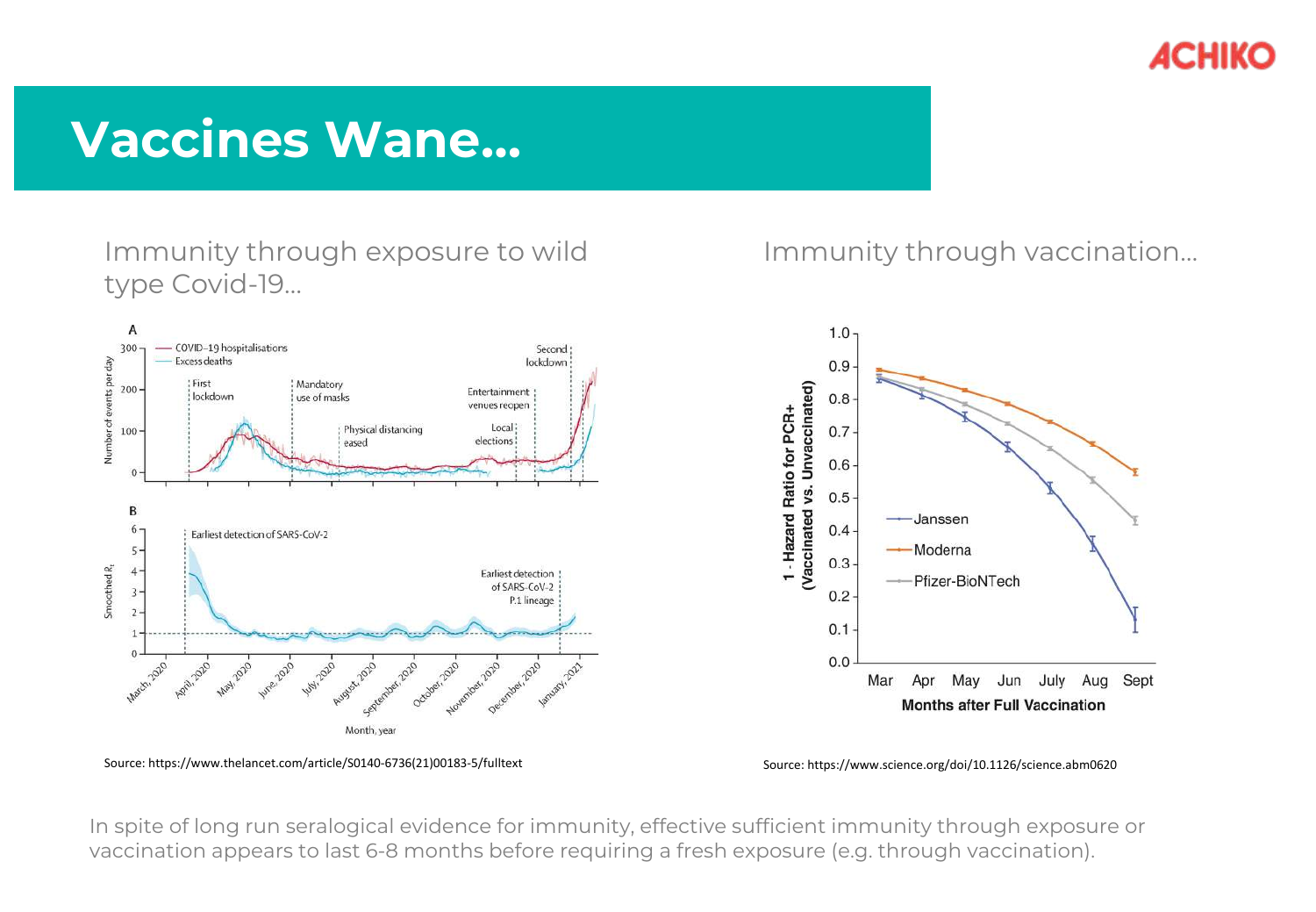# Vaccines Wane…

Immunity through exposure to wild type Covid-19…

Source: https://www.thelancet.com/article/S0140-6736(21)00183-5/fulltext

Immunity through vaccination…

Source: https://www.science.org/doi/10.1126/science.abm0620

In spite of long run seralogical evidence for immunity, effective sufficient immunity through exposure or vaccination appears to last 6-8 months before requiring a fresh exposure (e.g. through vaccination).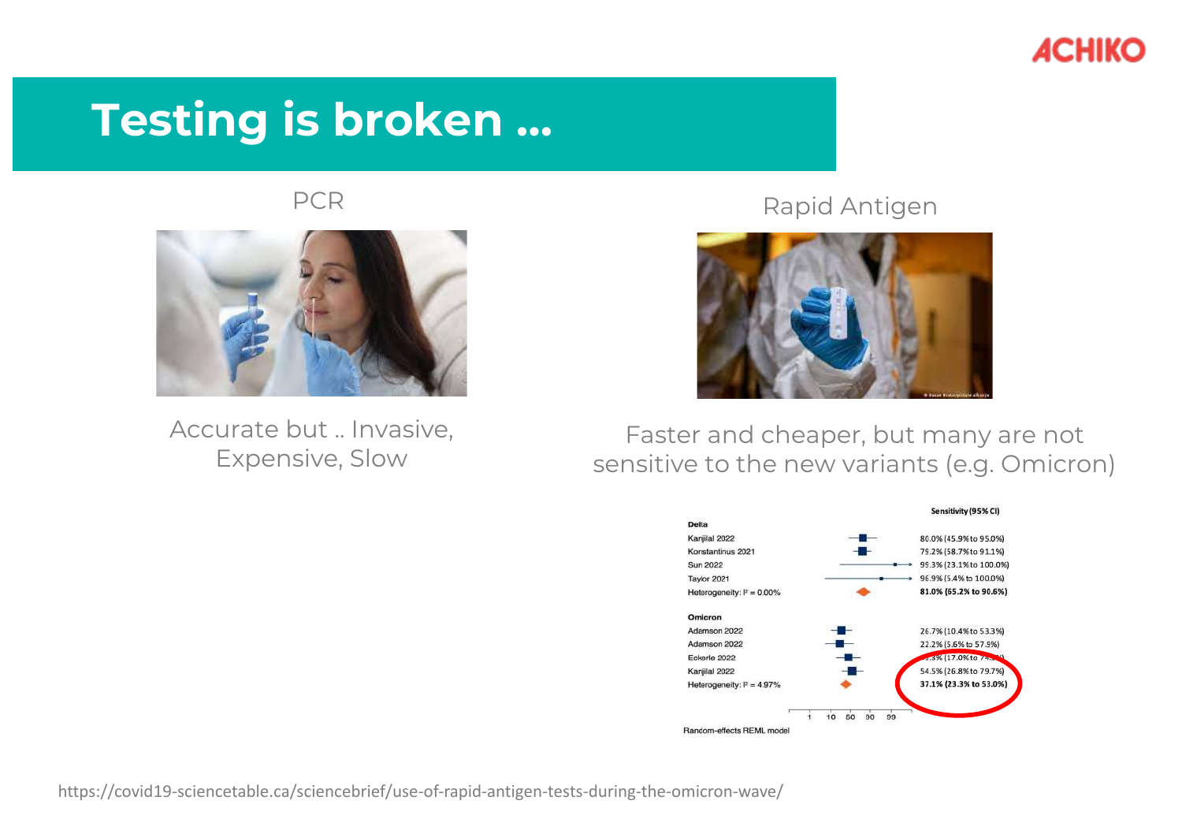# Testing is broken ...

## PCR

Accurate but .. Invasive, Expensive, Slow

## Rapid Antigen

Faster and cheaper, but many are not sensitive to the new variants (e.g. Omicron)

| | Sensitivity (95% CI) |
|---|---|
| **Delta** | |
| Kanjilal 2022 | 80.0% (45.9% to 95.0%) |
| Konstantinus 2021 | 79.2% (58.7% to 91.1%) |
| Sun 2022 | 93.3% (23.1% to 100.0%) |
| Taylor 2021 | 96.9% (5.4% to 100.0%) |
| Heterogeneity: I² = 0.00% | **81.0% (65.2% to 90.6%)** |
| **Omicron** | |
| Adamson 2022 | 26.7% (10.4% to 53.3%) |
| Adamson 2022 | 22.2% (5.6% to 57.9%) |
| Eckerle 2022 | ..3% (17.0% to 7..) |
| Kanjilal 2022 | 54.5% (26.8% to 79.7%) |
| Heterogeneity: I² = 4.97% | **37.1% (23.3% to 53.0%)** |

Random-effects REML model

https://covid19-sciencetable.ca/sciencebrief/use-of-rapid-antigen-tests-during-the-omicron-wave/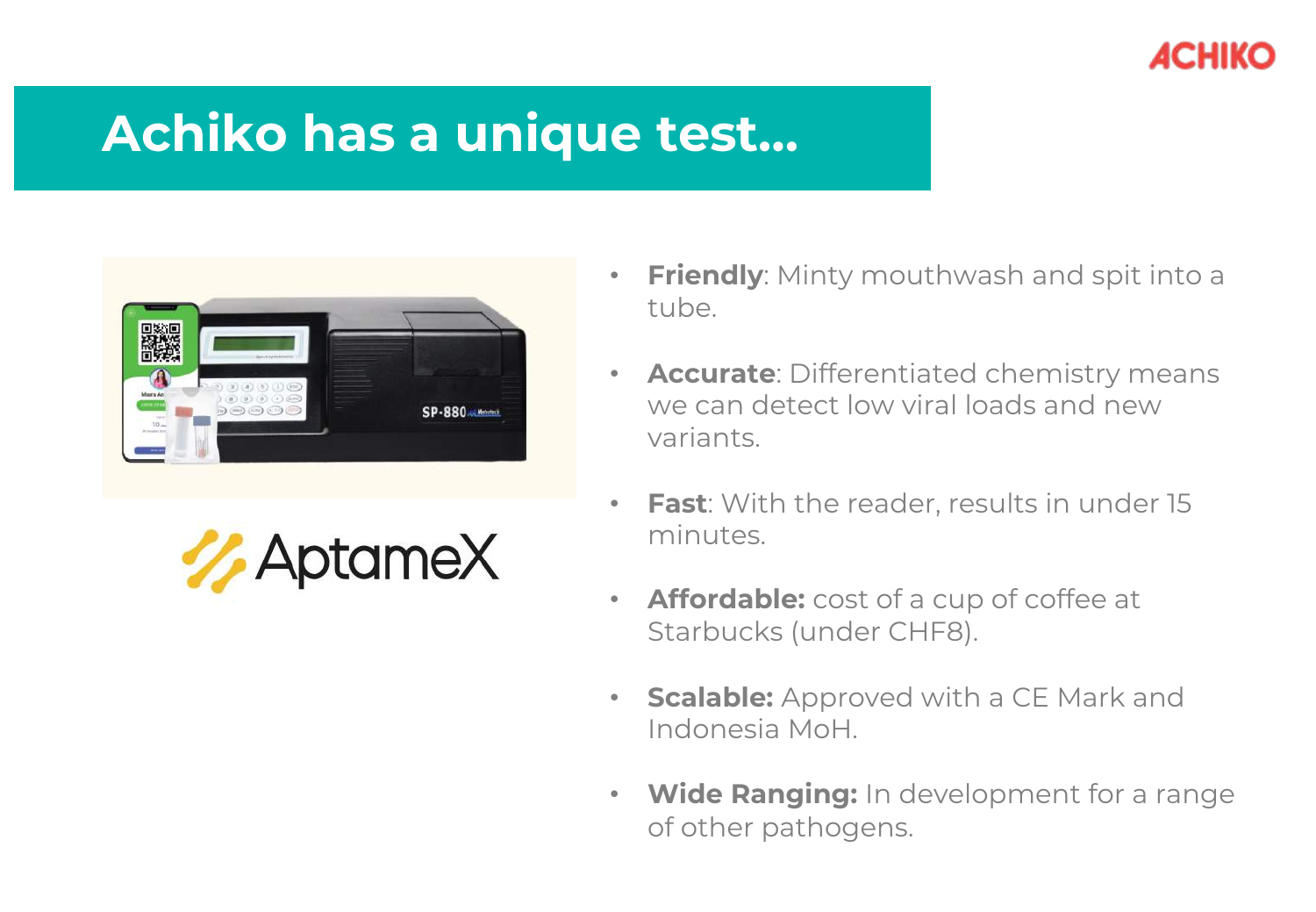# Achiko has a unique test...

AptameX

- **Friendly**: Minty mouthwash and spit into a tube.
- **Accurate**: Differentiated chemistry means we can detect low viral loads and new variants.
- **Fast**: With the reader, results in under 15 minutes.
- **Affordable:** cost of a cup of coffee at Starbucks (under CHF8).
- **Scalable:** Approved with a CE Mark and Indonesia MoH.
- **Wide Ranging:** In development for a range of other pathogens.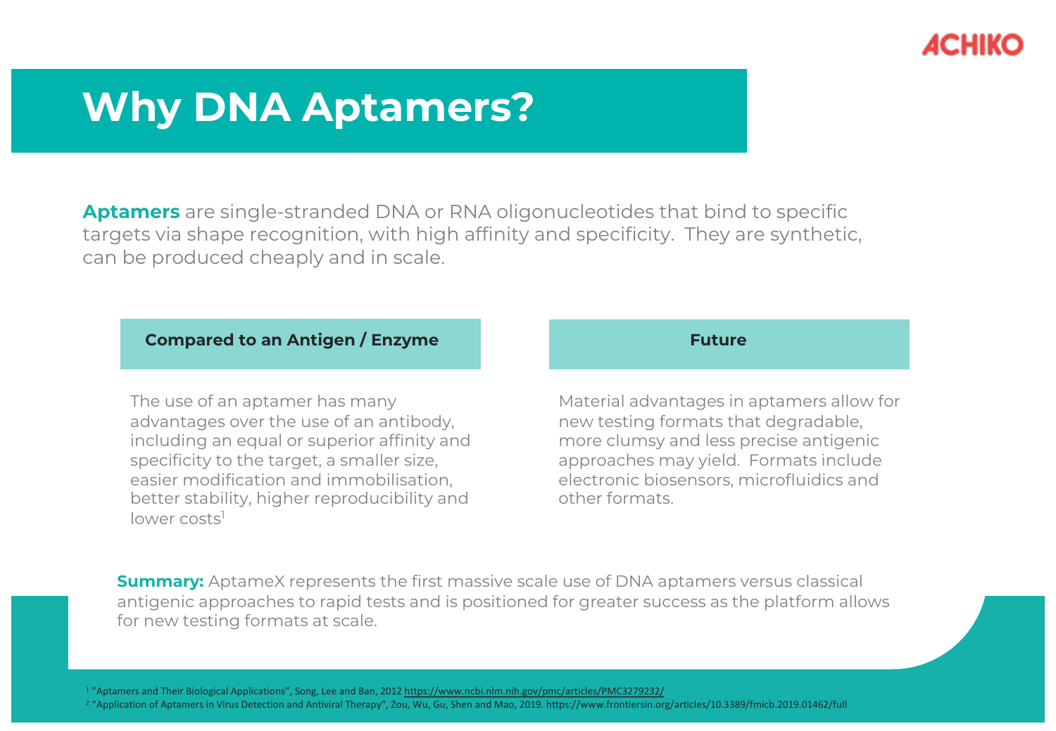# Why DNA Aptamers?

**Aptamers** are single-stranded DNA or RNA oligonucleotides that bind to specific targets via shape recognition, with high affinity and specificity. They are synthetic, can be produced cheaply and in scale.

### Compared to an Antigen / Enzyme

The use of an aptamer has many advantages over the use of an antibody, including an equal or superior affinity and specificity to the target, a smaller size, easier modification and immobilisation, better stability, higher reproducibility and lower costs[1]

### Future

Material advantages in aptamers allow for new testing formats that degradable, more clumsy and less precise antigenic approaches may yield. Formats include electronic biosensors, microfluidics and other formats.

**Summary:** AptameX represents the first massive scale use of DNA aptamers versus classical antigenic approaches to rapid tests and is positioned for greater success as the platform allows for new testing formats at scale.

[1] "Aptamers and Their Biological Applications", Song, Lee and Ban, 2012 https://www.ncbi.nlm.nih.gov/pmc/articles/PMC3279232/

[2] "Application of Aptamers in Virus Detection and Antiviral Therapy", Zou, Wu, Gu, Shen and Mao, 2019. https://www.frontiersin.org/articles/10.3389/fmicb.2019.01462/full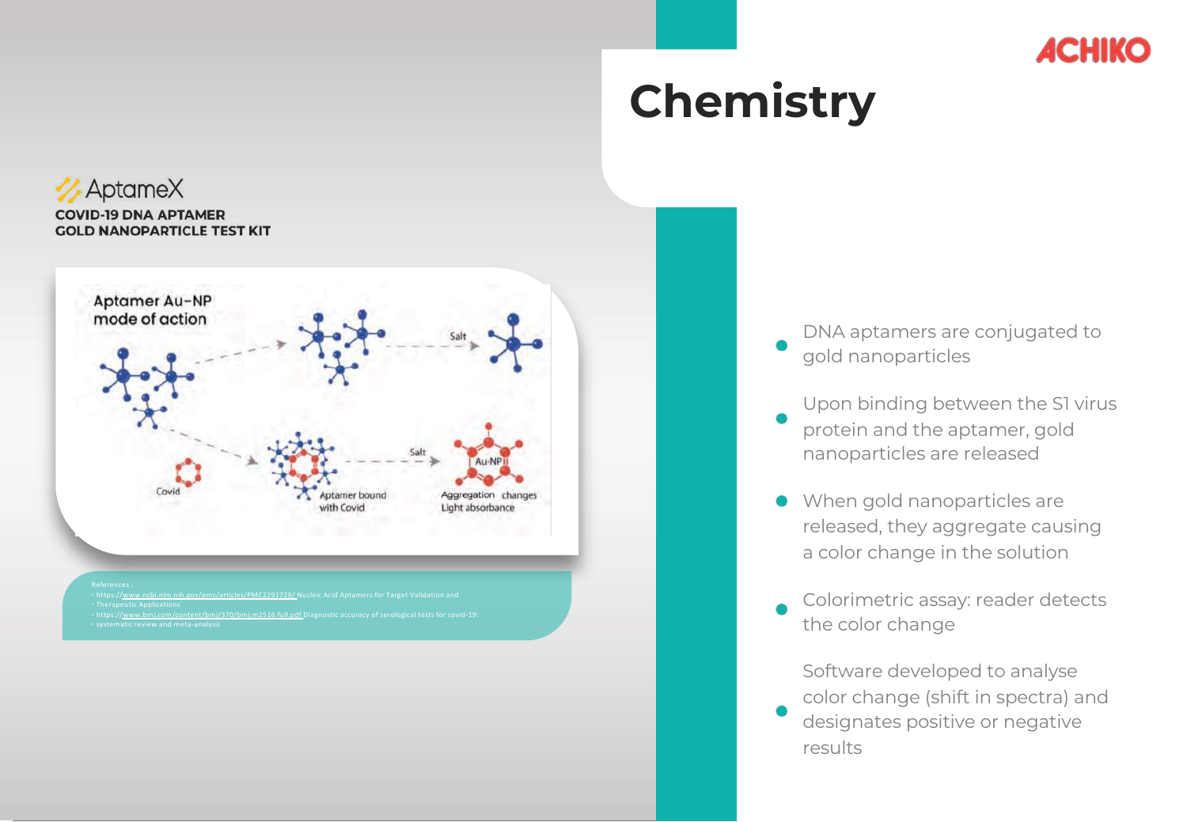# Chemistry

ACHIKO

AptameX

**COVID-19 DNA APTAMER GOLD NANOPARTICLE TEST KIT**

Aptamer Au-NP mode of action

Salt

Salt

Covid

Aptamer bound with Covid

Au-NP

Aggregation changes Light absorbance

References :
- https://www.ncbi.nlm.nih.gov/pmc/articles/PMC2291729/ Nucleic Acid Aptamers for Target Validation and Therapeutic Applications
- https://www.bmj.com/content/bmj/370/bmj.m2516.full.pdf Diagnostic accuracy of serological tests for covid-19: systematic review and meta-analysis

- DNA aptamers are conjugated to gold nanoparticles
- Upon binding between the S1 virus protein and the aptamer, gold nanoparticles are released
- When gold nanoparticles are released, they aggregate causing a color change in the solution
- Colorimetric assay: reader detects the color change
- Software developed to analyse color change (shift in spectra) and designates positive or negative results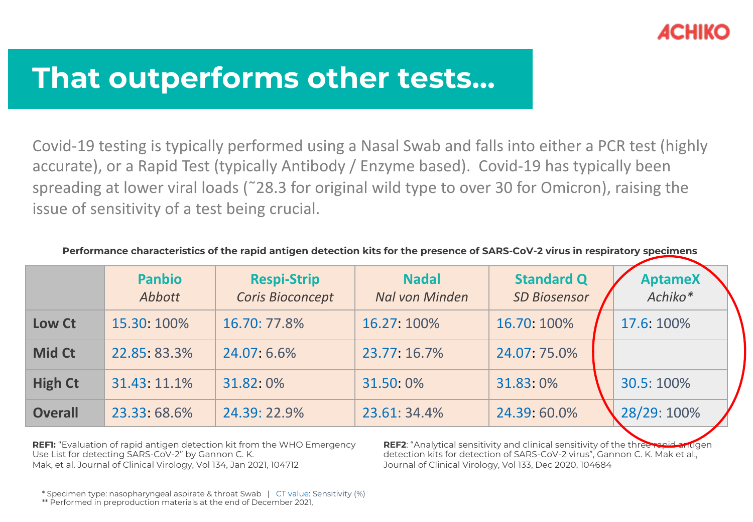# That outperforms other tests…

Covid-19 testing is typically performed using a Nasal Swab and falls into either a PCR test (highly accurate), or a Rapid Test (typically Antibody / Enzyme based). Covid-19 has typically been spreading at lower viral loads (˜28.3 for original wild type to over 30 for Omicron), raising the issue of sensitivity of a test being crucial.

**Performance characteristics of the rapid antigen detection kits for the presence of SARS-CoV-2 virus in respiratory specimens**

| | **Panbio** *Abbott* | **Respi-Strip** *Coris Bioconcept* | **Nadal** *Nal von Minden* | **Standard Q** *SD Biosensor* | **AptameX** *Achiko\** |
|---|---|---|---|---|---|
| **Low Ct** | 15.30: 100% | 16.70: 77.8% | 16.27: 100% | 16.70: 100% | 17.6: 100% |
| **Mid Ct** | 22.85: 83.3% | 24.07: 6.6% | 23.77: 16.7% | 24.07: 75.0% | |
| **High Ct** | 31.43: 11.1% | 31.82: 0% | 31.50: 0% | 31.83: 0% | 30.5: 100% |
| **Overall** | 23.33: 68.6% | 24.39: 22.9% | 23.61: 34.4% | 24.39: 60.0% | 28/29: 100% |

**REF1:** "Evaluation of rapid antigen detection kit from the WHO Emergency Use List for detecting SARS-CoV-2" by Gannon C. K. Mak, et al. Journal of Clinical Virology, Vol 134, Jan 2021, 104712

**REF2**: "Analytical sensitivity and clinical sensitivity of the three rapid antigen detection kits for detection of SARS-CoV-2 virus", Gannon C. K. Mak et al., Journal of Clinical Virology, Vol 133, Dec 2020, 104684

\* Specimen type: nasopharyngeal aspirate & throat Swab | CT value: Sensitivity (%)

\*\* Performed in preproduction materials at the end of December 2021,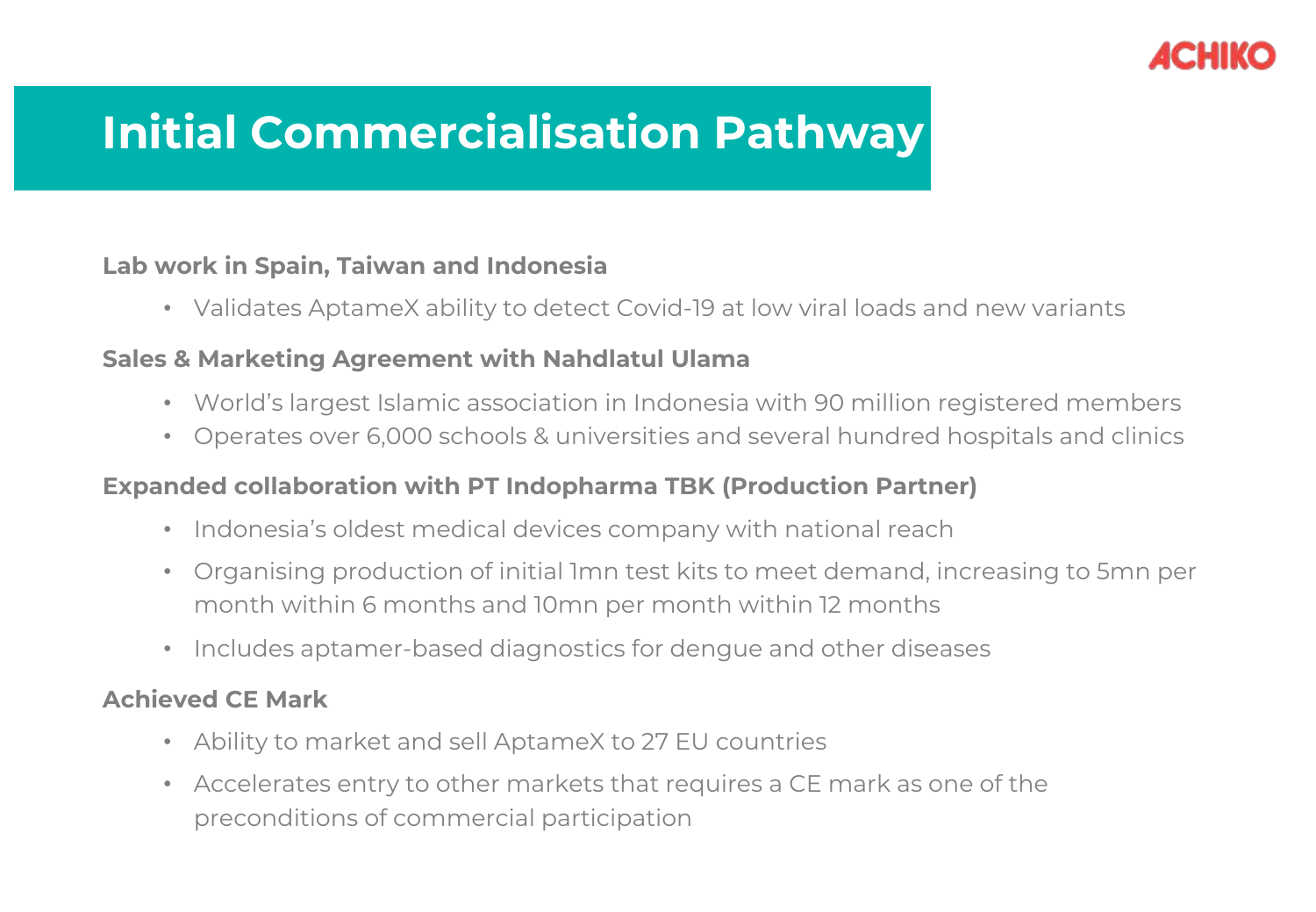# Initial Commercialisation Pathway

**Lab work in Spain, Taiwan and Indonesia**

- Validates AptameX ability to detect Covid-19 at low viral loads and new variants

**Sales & Marketing Agreement with Nahdlatul Ulama**

- World's largest Islamic association in Indonesia with 90 million registered members
- Operates over 6,000 schools & universities and several hundred hospitals and clinics

**Expanded collaboration with PT Indopharma TBK (Production Partner)**

- Indonesia's oldest medical devices company with national reach
- Organising production of initial 1mn test kits to meet demand, increasing to 5mn per month within 6 months and 10mn per month within 12 months
- Includes aptamer-based diagnostics for dengue and other diseases

**Achieved CE Mark**

- Ability to market and sell AptameX to 27 EU countries
- Accelerates entry to other markets that requires a CE mark as one of the preconditions of commercial participation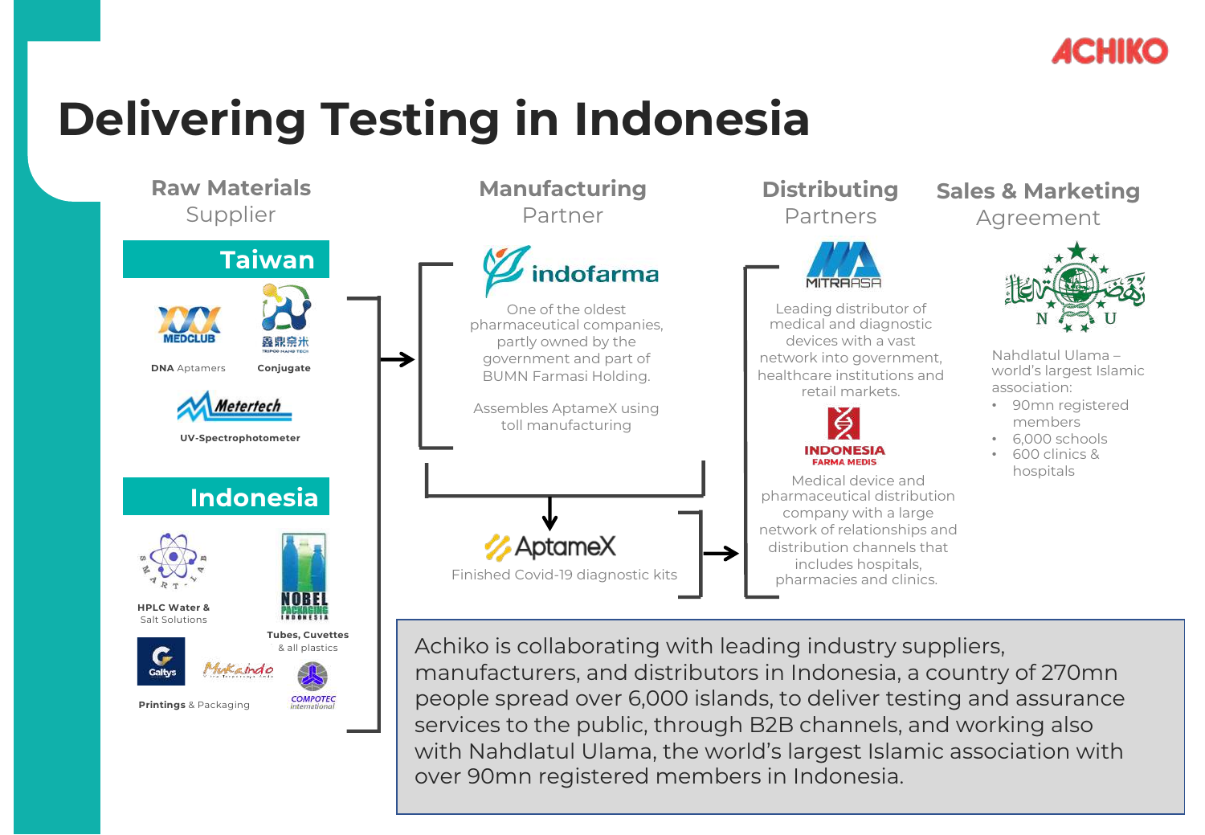# Delivering Testing in Indonesia

## Raw Materials Supplier

### Taiwan

- MEDCLUB — **DNA** Aptamers
- 鑫鼎奈米 TRIPOD NANO TECH — **Conjugate**
- Metertech — **UV-Spectrophotometer**

### Indonesia

- SMART-LAB — **HPLC Water &** Salt Solutions
- NOBEL PACKAGING INDONESIA — **Tubes, Cuvettes** & all plastics
- Galtys, Mukaindo, COMPOTEC International — **Printings** & Packaging

## Manufacturing Partner

**indofarma**

One of the oldest pharmaceutical companies, partly owned by the government and part of BUMN Farmasi Holding.

Assembles AptameX using toll manufacturing

**AptameX**

Finished Covid-19 diagnostic kits

## Distributing Partners

**MITRAASA**

Leading distributor of medical and diagnostic devices with a vast network into government, healthcare institutions and retail markets.

**INDONESIA FARMA MEDIS**

Medical device and pharmaceutical distribution company with a large network of relationships and distribution channels that includes hospitals, pharmacies and clinics.

## Sales & Marketing Agreement

**NU**

Nahdlatul Ulama – world's largest Islamic association:

- 90mn registered members
- 6,000 schools
- 600 clinics & hospitals

Achiko is collaborating with leading industry suppliers, manufacturers, and distributors in Indonesia, a country of 270mn people spread over 6,000 islands, to deliver testing and assurance services to the public, through B2B channels, and working also with Nahdlatul Ulama, the world's largest Islamic association with over 90mn registered members in Indonesia.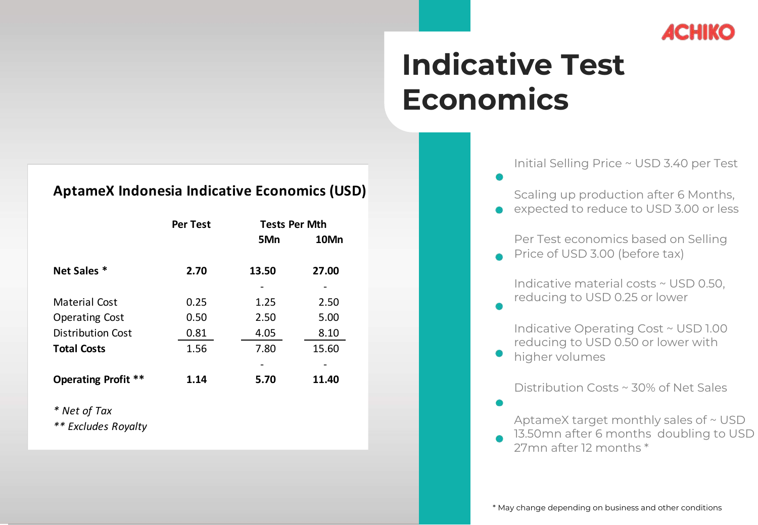ACHIKO

# Indicative Test Economics

### AptameX Indonesia Indicative Economics (USD)

| | Per Test | Tests Per Mth 5Mn | Tests Per Mth 10Mn |
|---|---|---|---|
| **Net Sales *** | **2.70** | **13.50** | **27.00** |
| | | - | - |
| Material Cost | 0.25 | 1.25 | 2.50 |
| Operating Cost | 0.50 | 2.50 | 5.00 |
| Distribution Cost | 0.81 | 4.05 | 8.10 |
| **Total Costs** | 1.56 | 7.80 | 15.60 |
| | | - | - |
| **Operating Profit **** | **1.14** | **5.70** | **11.40** |

*\* Net of Tax*

*\*\* Excludes Royalty*

- Initial Selling Price ~ USD 3.40 per Test
- Scaling up production after 6 Months, expected to reduce to USD 3.00 or less
- Per Test economics based on Selling Price of USD 3.00 (before tax)
- Indicative material costs ~ USD 0.50, reducing to USD 0.25 or lower
- Indicative Operating Cost ~ USD 1.00 reducing to USD 0.50 or lower with higher volumes
- Distribution Costs ~ 30% of Net Sales
- AptameX target monthly sales of ~ USD 13.50mn after 6 months doubling to USD 27mn after 12 months *

\* May change depending on business and other conditions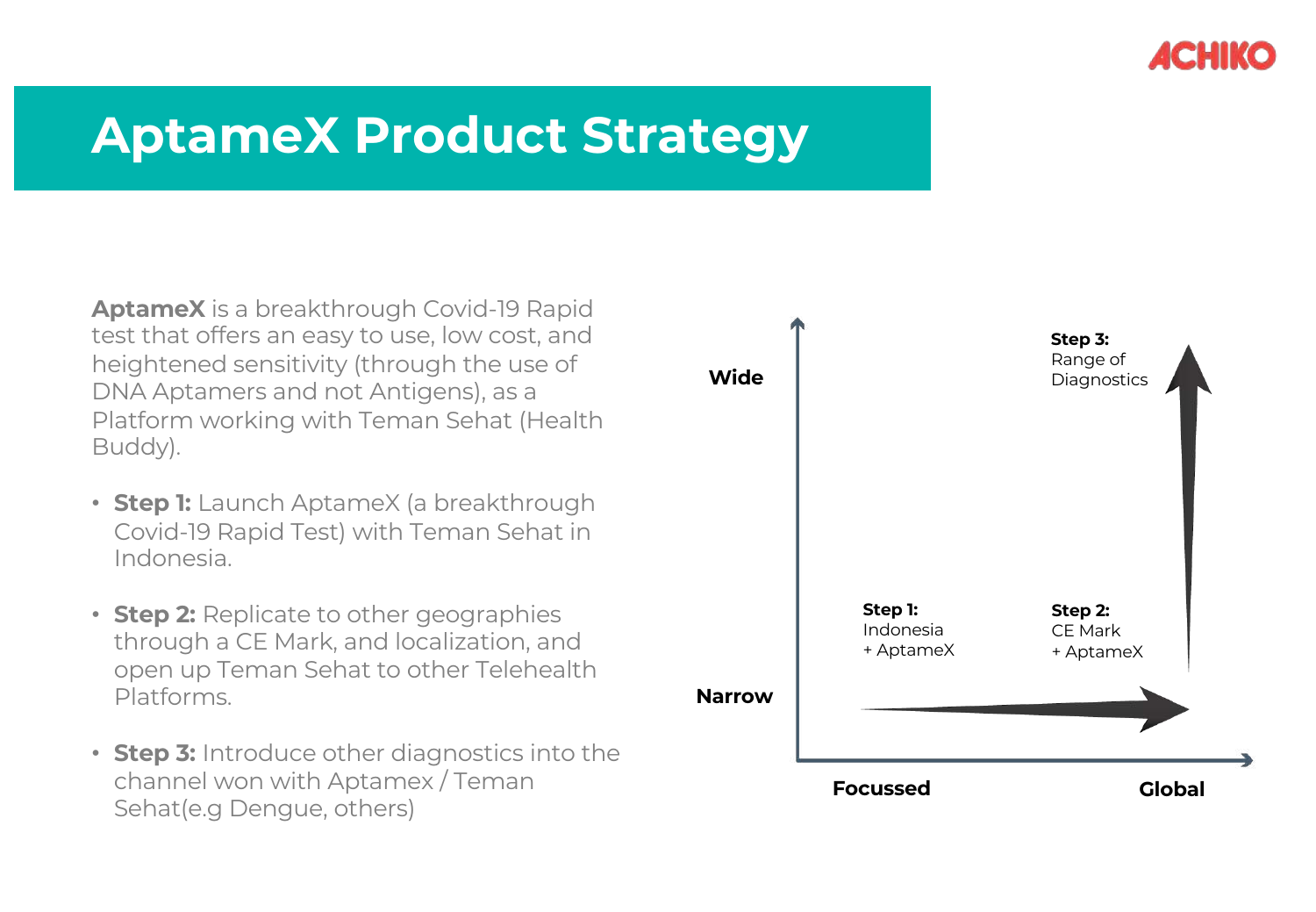# AptameX Product Strategy

**AptameX** is a breakthrough Covid-19 Rapid test that offers an easy to use, low cost, and heightened sensitivity (through the use of DNA Aptamers and not Antigens), as a Platform working with Teman Sehat (Health Buddy).

- **Step 1:** Launch AptameX (a breakthrough Covid-19 Rapid Test) with Teman Sehat in Indonesia.
- **Step 2:** Replicate to other geographies through a CE Mark, and localization, and open up Teman Sehat to other Telehealth Platforms.
- **Step 3:** Introduce other diagnostics into the channel won with Aptamex / Teman Sehat(e.g Dengue, others)

**Wide**

**Step 3:**
Range of Diagnostics

**Step 1:**
Indonesia
+ AptameX

**Step 2:**
CE Mark
+ AptameX

**Narrow**

**Focussed**

**Global**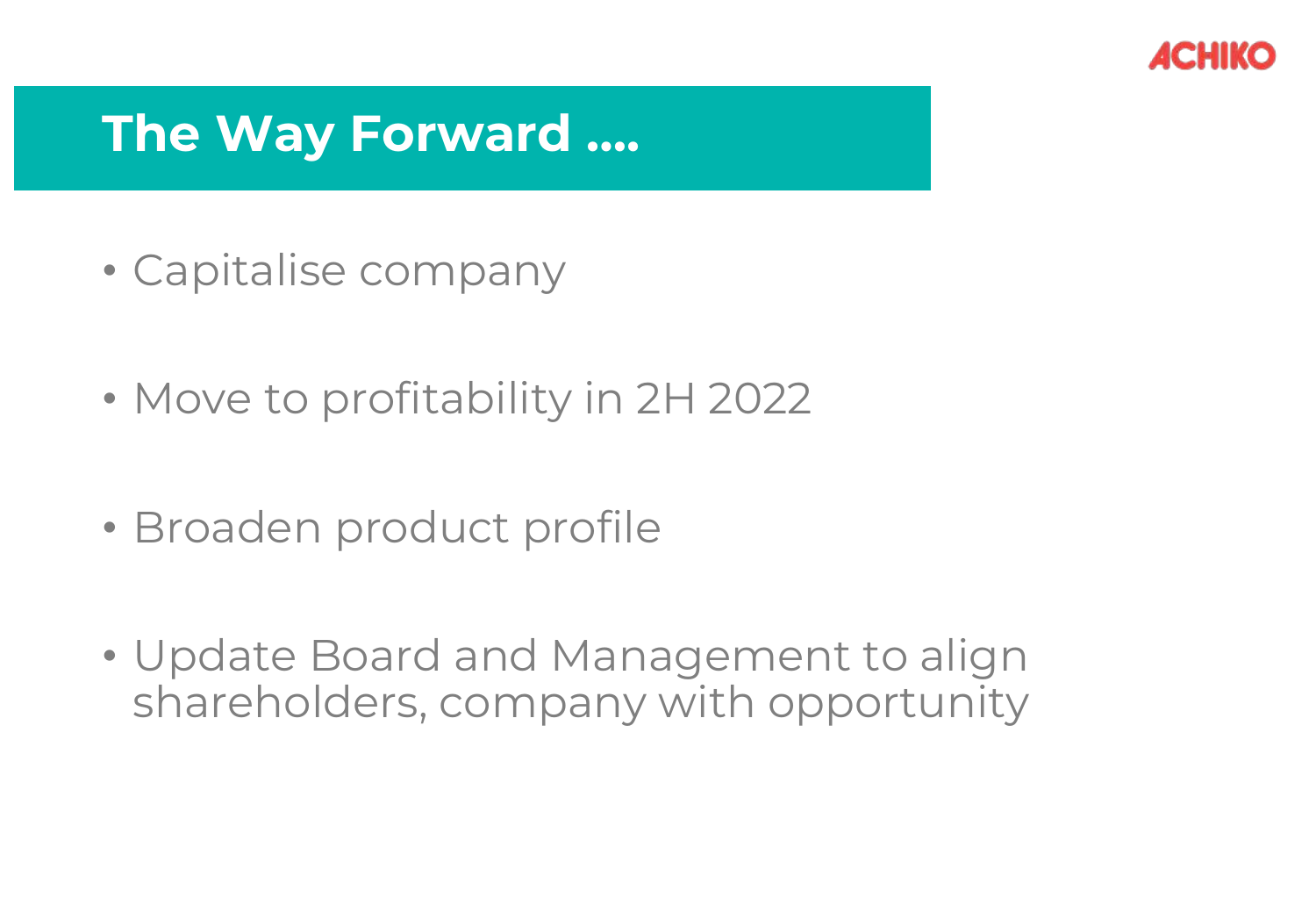# The Way Forward ....

- Capitalise company
- Move to profitability in 2H 2022
- Broaden product profile
- Update Board and Management to align shareholders, company with opportunity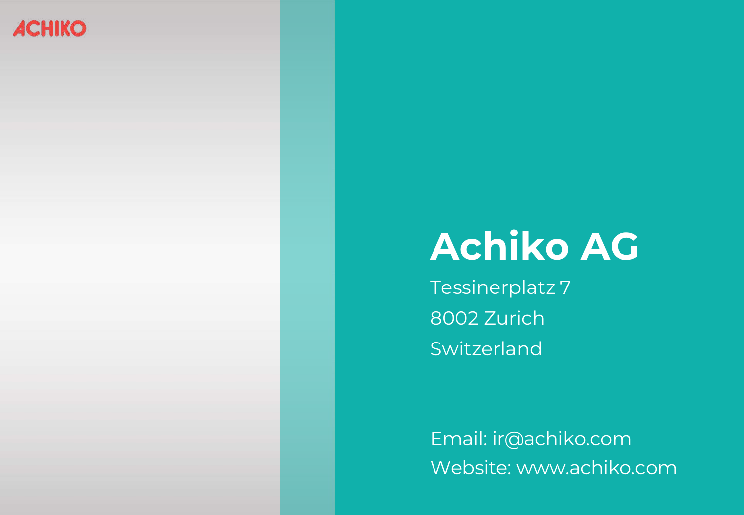ACHIKO

# Achiko AG

Tessinerplatz 7
8002 Zurich
Switzerland

Email: ir@achiko.com
Website: www.achiko.com